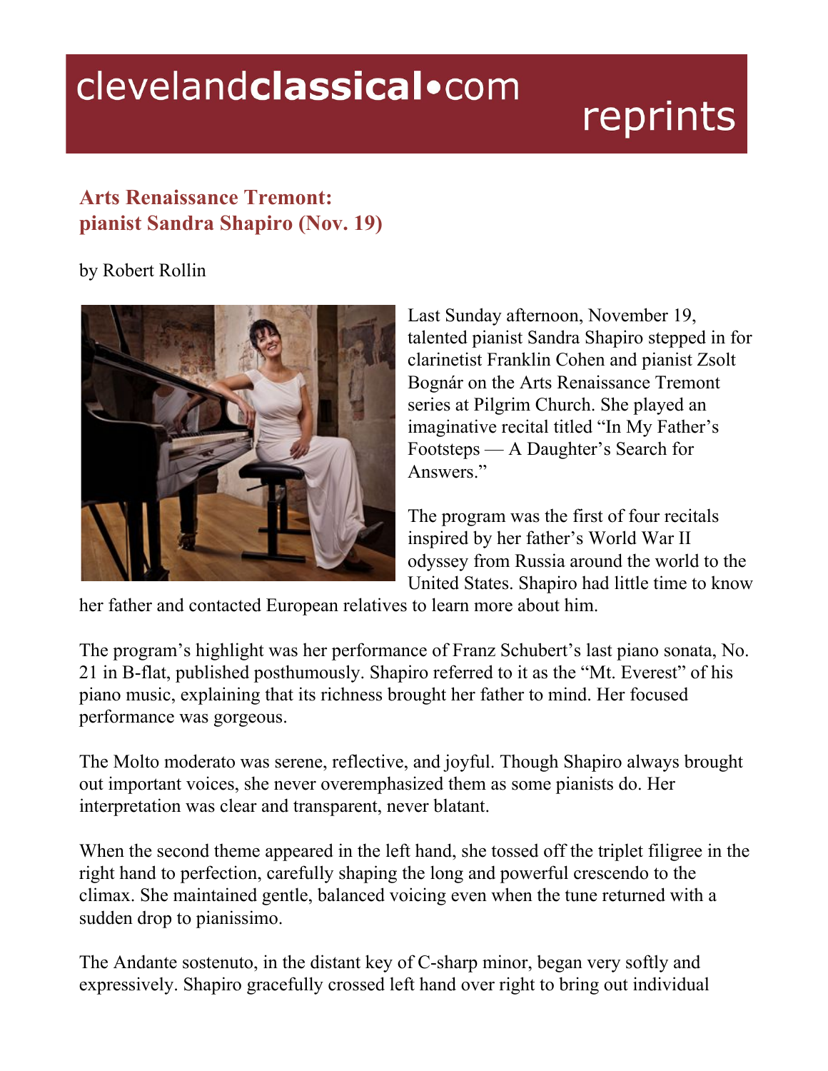# clevelandclassical•com reprints

## Arts Renaissance Tremont: pianist Sandra Shapiro (Nov. 19)

by Robert Rollin

Last Sunday afternoon, November 19, talented pianist Sandra Shapiro stepped in for clarinetist Franklin Cohen and pianist Zsolt Bognár on the Arts Renaissance Tremont series at Pilgrim Church. She played an imaginative recital titled "In My Father's Footsteps — A Daughter's Search for Answers."

The program was the first of four recitals inspired by her father's World War II odyssey from Russia around the world to the United States. Shapiro had little time to know her father and contacted European relatives to learn more about him.

The program's highlight was her performance of Franz Schubert's last piano sonata, No. 21 in B-flat, published posthumously. Shapiro referred to it as the "Mt. Everest" of his piano music, explaining that its richness brought her father to mind. Her focused performance was gorgeous.

The Molto moderato was serene, reflective, and joyful. Though Shapiro always brought out important voices, she never overemphasized them as some pianists do. Her interpretation was clear and transparent, never blatant.

When the second theme appeared in the left hand, she tossed off the triplet filigree in the right hand to perfection, carefully shaping the long and powerful crescendo to the climax. She maintained gentle, balanced voicing even when the tune returned with a sudden drop to pianissimo.

The Andante sostenuto, in the distant key of C-sharp minor, began very softly and expressively. Shapiro gracefully crossed left hand over right to bring out individual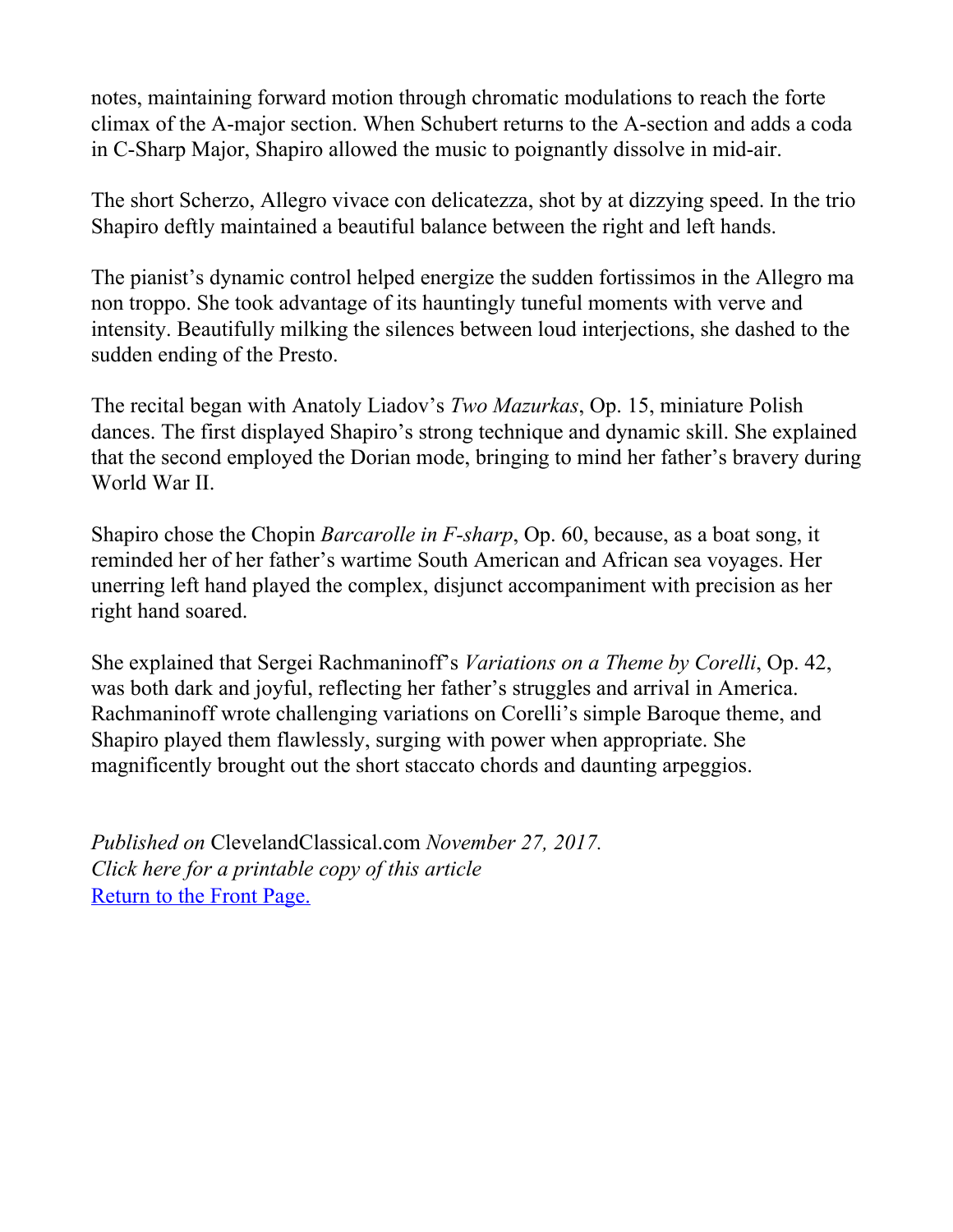notes, maintaining forward motion through chromatic modulations to reach the forte climax of the A-major section. When Schubert returns to the A-section and adds a coda in C-Sharp Major, Shapiro allowed the music to poignantly dissolve in mid-air.

The short Scherzo, Allegro vivace con delicatezza, shot by at dizzying speed. In the trio Shapiro deftly maintained a beautiful balance between the right and left hands.

The pianist's dynamic control helped energize the sudden fortissimos in the Allegro ma non troppo. She took advantage of its hauntingly tuneful moments with verve and intensity. Beautifully milking the silences between loud interjections, she dashed to the sudden ending of the Presto.

The recital began with Anatoly Liadov's *Two Mazurkas*, Op. 15, miniature Polish dances. The first displayed Shapiro's strong technique and dynamic skill. She explained that the second employed the Dorian mode, bringing to mind her father's bravery during World War II.

Shapiro chose the Chopin *Barcarolle in F-sharp*, Op. 60, because, as a boat song, it reminded her of her father's wartime South American and African sea voyages. Her unerring left hand played the complex, disjunct accompaniment with precision as her right hand soared.

She explained that Sergei Rachmaninoff's *Variations on a Theme by Corelli*, Op. 42, was both dark and joyful, reflecting her father's struggles and arrival in America. Rachmaninoff wrote challenging variations on Corelli's simple Baroque theme, and Shapiro played them flawlessly, surging with power when appropriate. She magnificently brought out the short staccato chords and daunting arpeggios.

*Published on* ClevelandClassical.com *November 27, 2017.*
*Click here for a printable copy of this article*
[Return to the Front Page.]